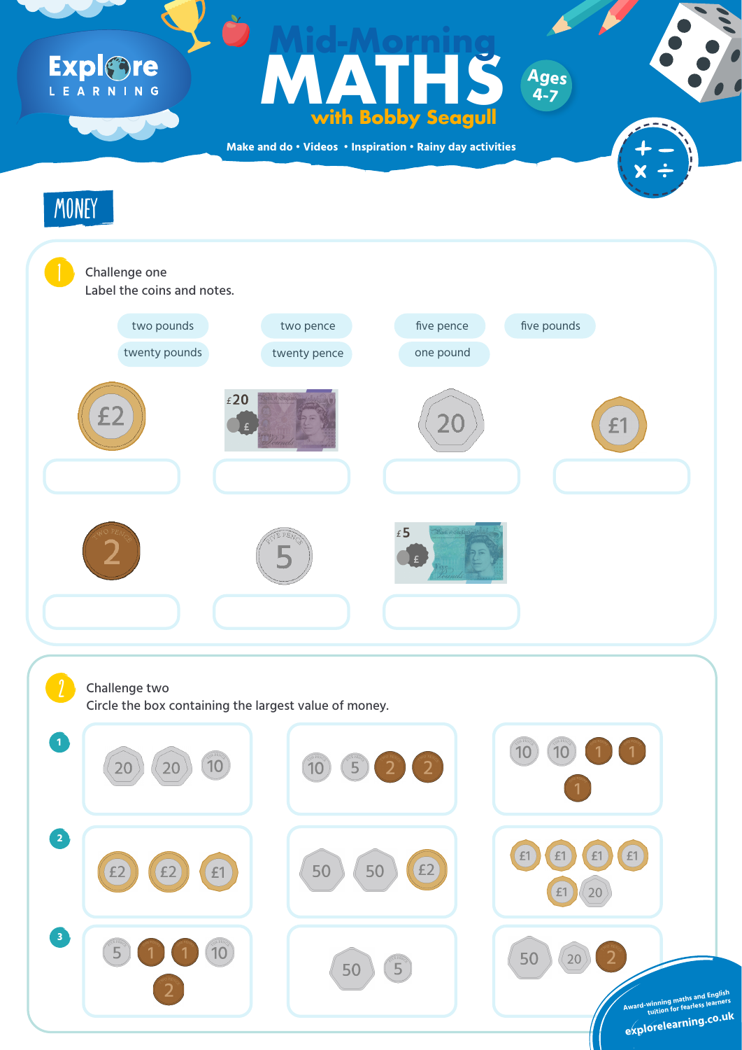# Mid-Morning MATHS with Bobby Seagull

Ages 4-7

Make and do • Videos • Inspiration • Rainy day activities

## MONEY

### 1 Challenge one

Label the coins and notes.

two pounds | two pence | five pence | five pounds | twenty pounds | twenty pence | one pound

£2 coin, £20 note, 20 coin, £1 coin

2 coin, 5 coin, £5 note

### 2 Challenge two

Circle the box containing the largest value of money.

**1**

- 20, 20, 10
- 10, 5, 2, 2
- 10, 10, 1, 1, 1

**2**

- £2, £2, £1
- 50, 50, £2
- £1, £1, £1, £1, £1, 20

**3**

- 5, 1, 1, 10, 2
- 50, 5
- 50, 20, 2

Award-winning maths and English tuition for fearless learners

explorelearning.co.uk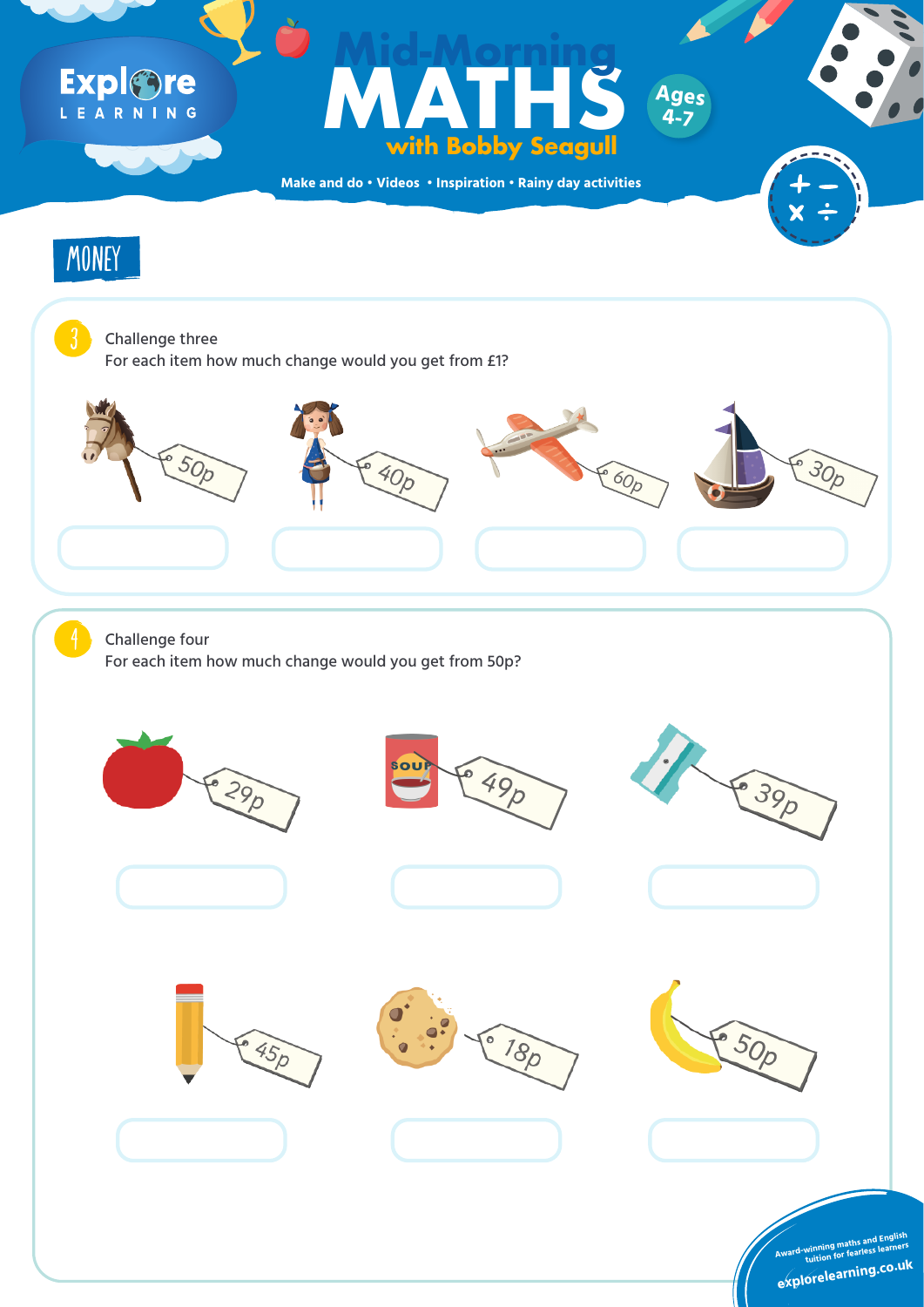# Mid-Morning MATHS with Bobby Seagull

Ages 4-7

Make and do • Videos • Inspiration • Rainy day activities

## MONEY

### 3 Challenge three

For each item how much change would you get from £1?

50p

40p

60p

30p

### 4 Challenge four

For each item how much change would you get from 50p?

29p

49p

39p

45p

18p

50p

Award-winning maths and English tuition for fearless learners

explorelearning.co.uk